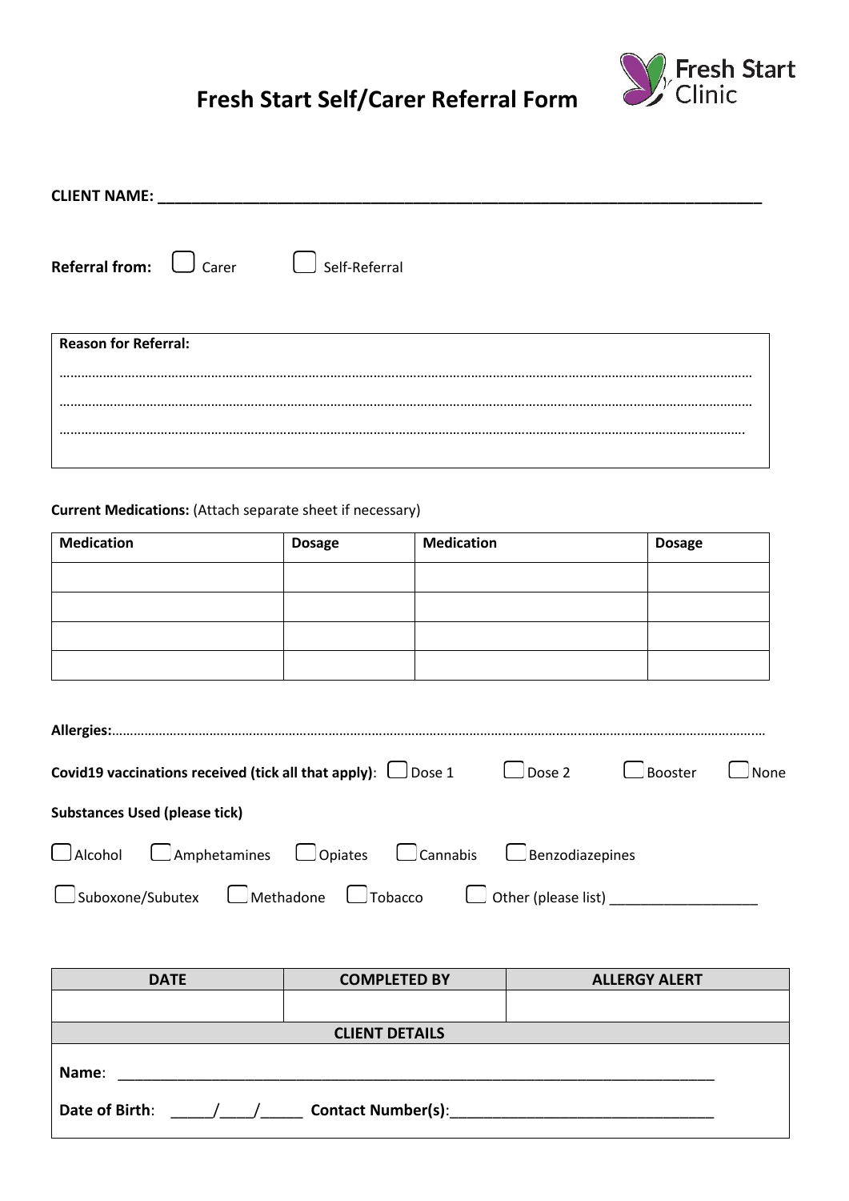# Fresh Start Self/Carer Referral Form

Fresh Start Clinic

**CLIENT NAME:** ___________________________________________________________________________

**Referral from:** ☐ Carer ☐ Self-Referral

| **Reason for Referral:** |
|---|
| ………………………………………………………………………………………………………………………………………………………… |
| ………………………………………………………………………………………………………………………………………………………… |
| ………………………………………………………………………………………………………………………………………………………… |

**Current Medications:** (Attach separate sheet if necessary)

| Medication | Dosage | Medication | Dosage |
|---|---|---|---|
| | | | |
| | | | |
| | | | |
| | | | |

**Allergies:**…………………………………………………………………………………………………………………………………………………………

**Covid19 vaccinations received (tick all that apply)**: ☐ Dose 1 ☐ Dose 2 ☐ Booster ☐ None

**Substances Used (please tick)**

☐ Alcohol ☐ Amphetamines ☐ Opiates ☐ Cannabis ☐ Benzodiazepines

☐ Suboxone/Subutex ☐ Methadone ☐ Tobacco ☐ Other (please list) ___________________

| DATE | COMPLETED BY | ALLERGY ALERT |
|---|---|---|
| | | |
| **CLIENT DETAILS** | | |
| **Name**: ___________________________________________________________________________ | | |
| **Date of Birth**: _____/____/_____ **Contact Number(s)**:________________________________ | | |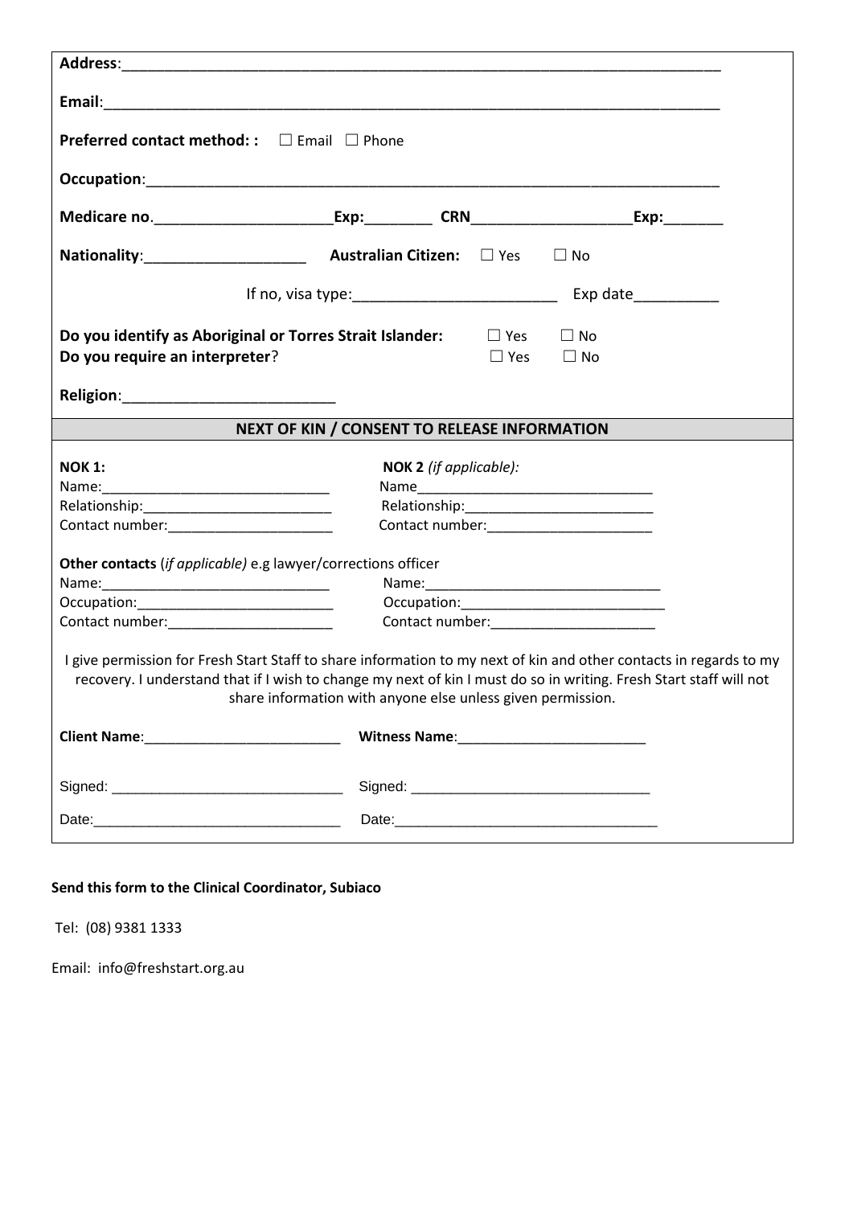**Address**:___________________________________________________________________________

**Email**:_____________________________________________________________________________

**Preferred contact method: :** ☐ Email ☐ Phone

**Occupation**:_________________________________________________________________________

**Medicare no**.______________________**Exp:**________ **CRN**____________________**Exp:**_______

**Nationality**:____________________ **Australian Citizen:** ☐ Yes ☐ No

If no, visa type:_________________________ Exp date__________

**Do you identify as Aboriginal or Torres Strait Islander:** ☐ Yes ☐ No
**Do you require an interpreter**? ☐ Yes ☐ No

**Religion**:__________________________

## NEXT OF KIN / CONSENT TO RELEASE INFORMATION

**NOK 1:**
Name:______________________________
Relationship:_________________________
Contact number:______________________

**NOK 2** *(if applicable):*
Name_______________________________
Relationship:_________________________
Contact number:______________________

**Other contacts** (*if applicable*) e.g lawyer/corrections officer
Name:______________________________
Occupation:__________________________
Contact number:______________________

Name:______________________________
Occupation:__________________________
Contact number:______________________

I give permission for Fresh Start Staff to share information to my next of kin and other contacts in regards to my recovery. I understand that if I wish to change my next of kin I must do so in writing. Fresh Start staff will not share information with anyone else unless given permission.

**Client Name**:__________________________ **Witness Name**:_________________________

Signed: ______________________________ Signed: _______________________________

Date:________________________________ Date:_________________________________

**Send this form to the Clinical Coordinator, Subiaco**

Tel: (08) 9381 1333

Email: info@freshstart.org.au